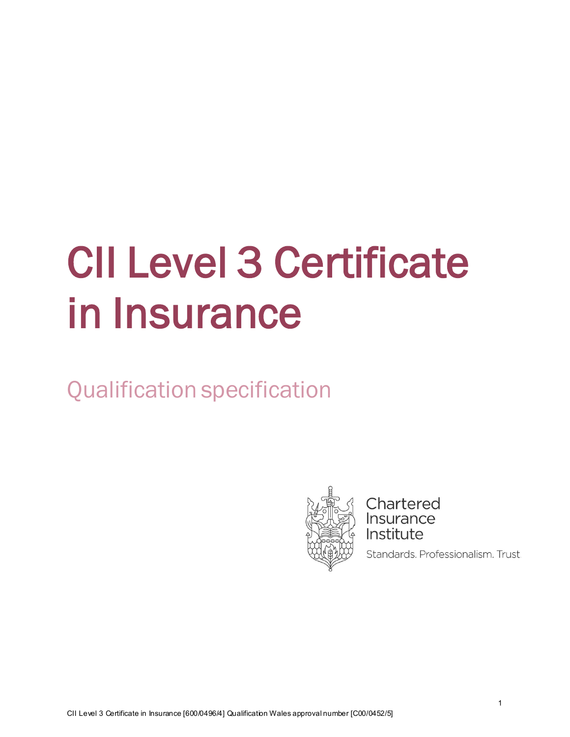# CII Level 3 Certificate in Insurance

## Qualification specification

Chartered Insurance Institute

Standards. Professionalism. Trust

CII Level 3 Certificate in Insurance [600/0496/4] Qualification Wales approval number [C00/0452/5]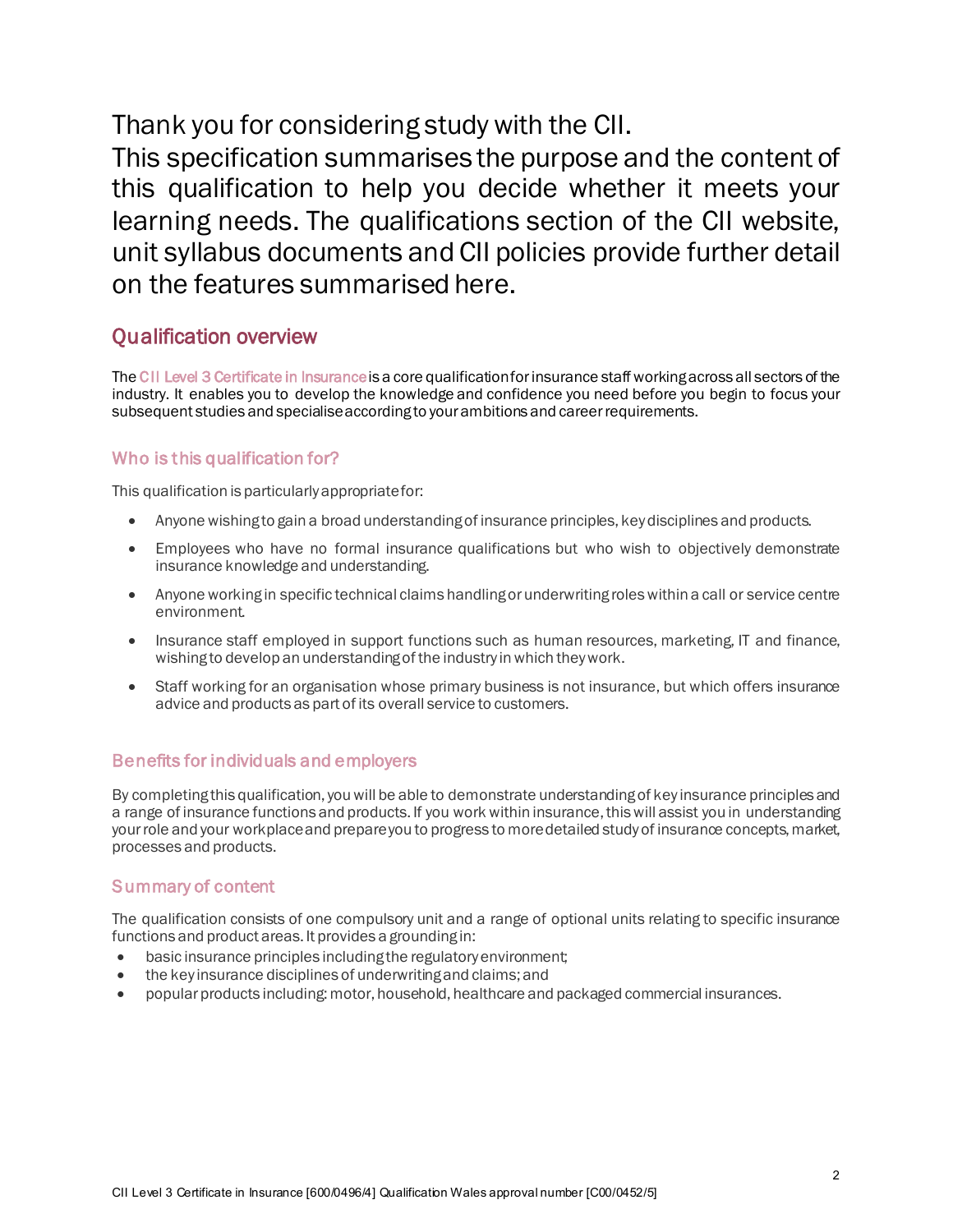Thank you for considering study with the CII.
This specification summarises the purpose and the content of this qualification to help you decide whether it meets your learning needs. The qualifications section of the CII website, unit syllabus documents and CII policies provide further detail on the features summarised here.

## Qualification overview

The CII Level 3 Certificate in Insurance is a core qualification for insurance staff working across all sectors of the industry. It enables you to develop the knowledge and confidence you need before you begin to focus your subsequent studies and specialise according to your ambitions and career requirements.

### Who is this qualification for?

This qualification is particularly appropriate for:

- Anyone wishing to gain a broad understanding of insurance principles, key disciplines and products.
- Employees who have no formal insurance qualifications but who wish to objectively demonstrate insurance knowledge and understanding.
- Anyone working in specific technical claims handling or underwriting roles within a call or service centre environment.
- Insurance staff employed in support functions such as human resources, marketing, IT and finance, wishing to develop an understanding of the industry in which they work.
- Staff working for an organisation whose primary business is not insurance, but which offers insurance advice and products as part of its overall service to customers.

### Benefits for individuals and employers

By completing this qualification, you will be able to demonstrate understanding of key insurance principles and a range of insurance functions and products. If you work within insurance, this will assist you in understanding your role and your workplace and prepare you to progress to more detailed study of insurance concepts, market, processes and products.

### Summary of content

The qualification consists of one compulsory unit and a range of optional units relating to specific insurance functions and product areas. It provides a grounding in:

- basic insurance principles including the regulatory environment;
- the key insurance disciplines of underwriting and claims; and
- popular products including: motor, household, healthcare and packaged commercial insurances.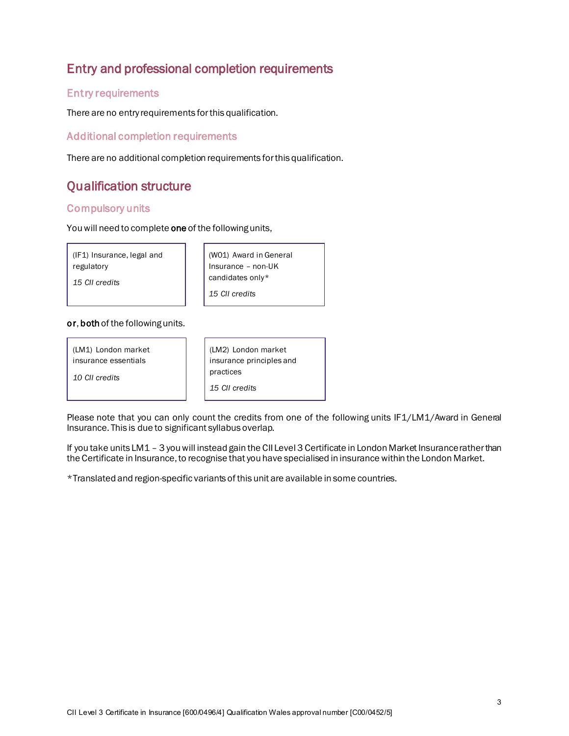## Entry and professional completion requirements

### Entry requirements

There are no entry requirements for this qualification.

### Additional completion requirements

There are no additional completion requirements for this qualification.

## Qualification structure

### Compulsory units

You will need to complete **one** of the following units,

| (IF1) Insurance, legal and regulatory<br><br>*15 CII credits* | (W01) Award in General Insurance – non-UK candidates only*<br><br>*15 CII credits* |
|---|---|

**or**, **both** of the following units.

| (LM1) London market insurance essentials<br><br>*10 CII credits* | (LM2) London market insurance principles and practices<br><br>*15 CII credits* |
|---|---|

Please note that you can only count the credits from one of the following units IF1/LM1/Award in General Insurance. This is due to significant syllabus overlap.

If you take units LM1 – 3 you will instead gain the CII Level 3 Certificate in London Market Insurance rather than the Certificate in Insurance, to recognise that you have specialised in insurance within the London Market.

*Translated and region-specific variants of this unit are available in some countries.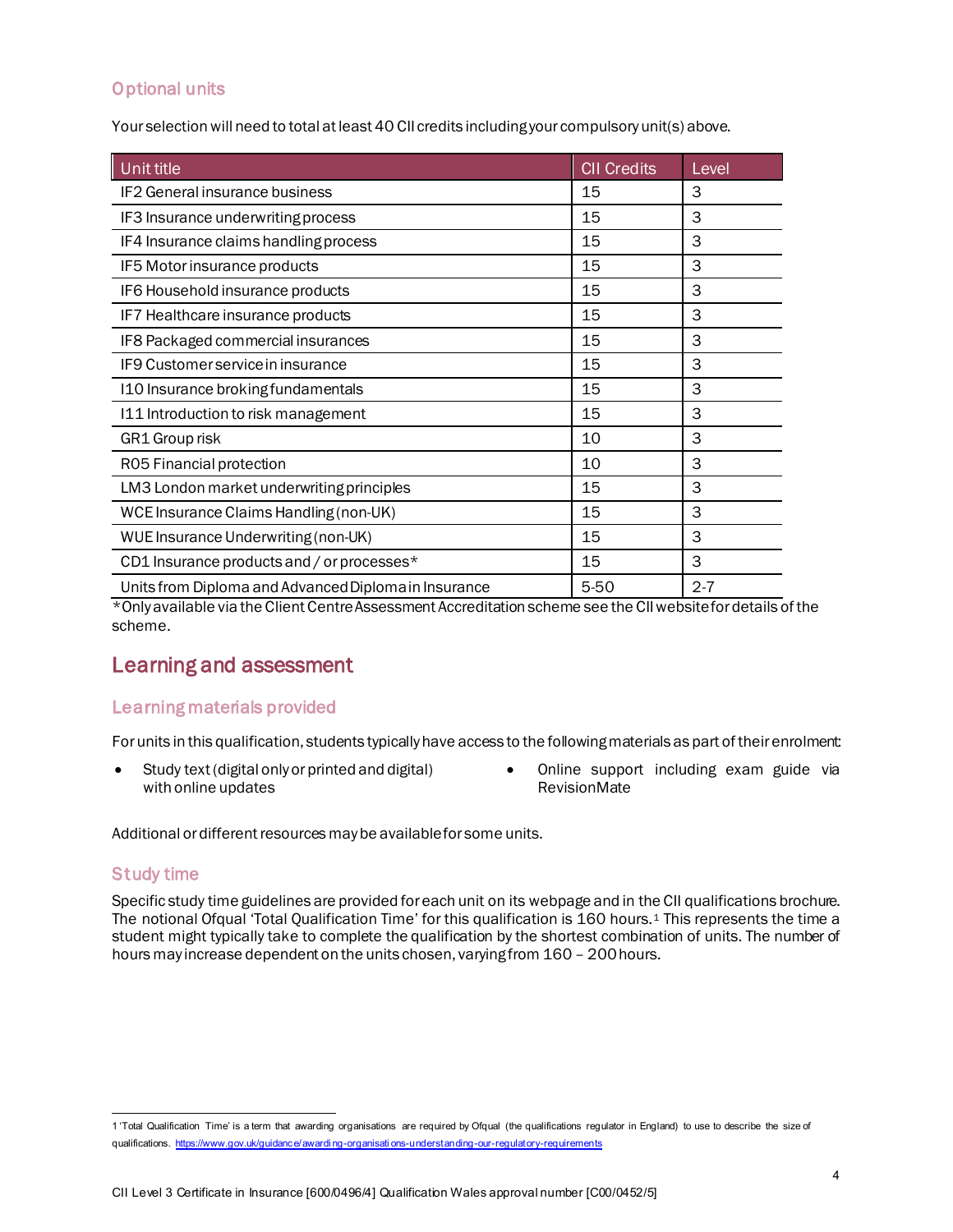### Optional units

Your selection will need to total at least 40 CII credits including your compulsory unit(s) above.

| Unit title | CII Credits | Level |
|---|---|---|
| IF2 General insurance business | 15 | 3 |
| IF3 Insurance underwriting process | 15 | 3 |
| IF4 Insurance claims handling process | 15 | 3 |
| IF5 Motor insurance products | 15 | 3 |
| IF6 Household insurance products | 15 | 3 |
| IF7 Healthcare insurance products | 15 | 3 |
| IF8 Packaged commercial insurances | 15 | 3 |
| IF9 Customer service in insurance | 15 | 3 |
| I10 Insurance broking fundamentals | 15 | 3 |
| I11 Introduction to risk management | 15 | 3 |
| GR1 Group risk | 10 | 3 |
| R05 Financial protection | 10 | 3 |
| LM3 London market underwriting principles | 15 | 3 |
| WCE Insurance Claims Handling (non-UK) | 15 | 3 |
| WUE Insurance Underwriting (non-UK) | 15 | 3 |
| CD1 Insurance products and / or processes* | 15 | 3 |
| Units from Diploma and Advanced Diploma in Insurance | 5-50 | 2-7 |

*Only available via the Client Centre Assessment Accreditation scheme see the CII website for details of the scheme.

## Learning and assessment

### Learning materials provided

For units in this qualification, students typically have access to the following materials as part of their enrolment:

- Study text (digital only or printed and digital) with online updates
- Online support including exam guide via RevisionMate

Additional or different resources may be available for some units.

### Study time

Specific study time guidelines are provided for each unit on its webpage and in the CII qualifications brochure. The notional Ofqual 'Total Qualification Time' for this qualification is 160 hours.[1] This represents the time a student might typically take to complete the qualification by the shortest combination of units. The number of hours may increase dependent on the units chosen, varying from 160 – 200 hours.

---

1 'Total Qualification Time' is a term that awarding organisations are required by Ofqual (the qualifications regulator in England) to use to describe the size of qualifications. https://www.gov.uk/guidance/awarding-organisations-understanding-our-regulatory-requirements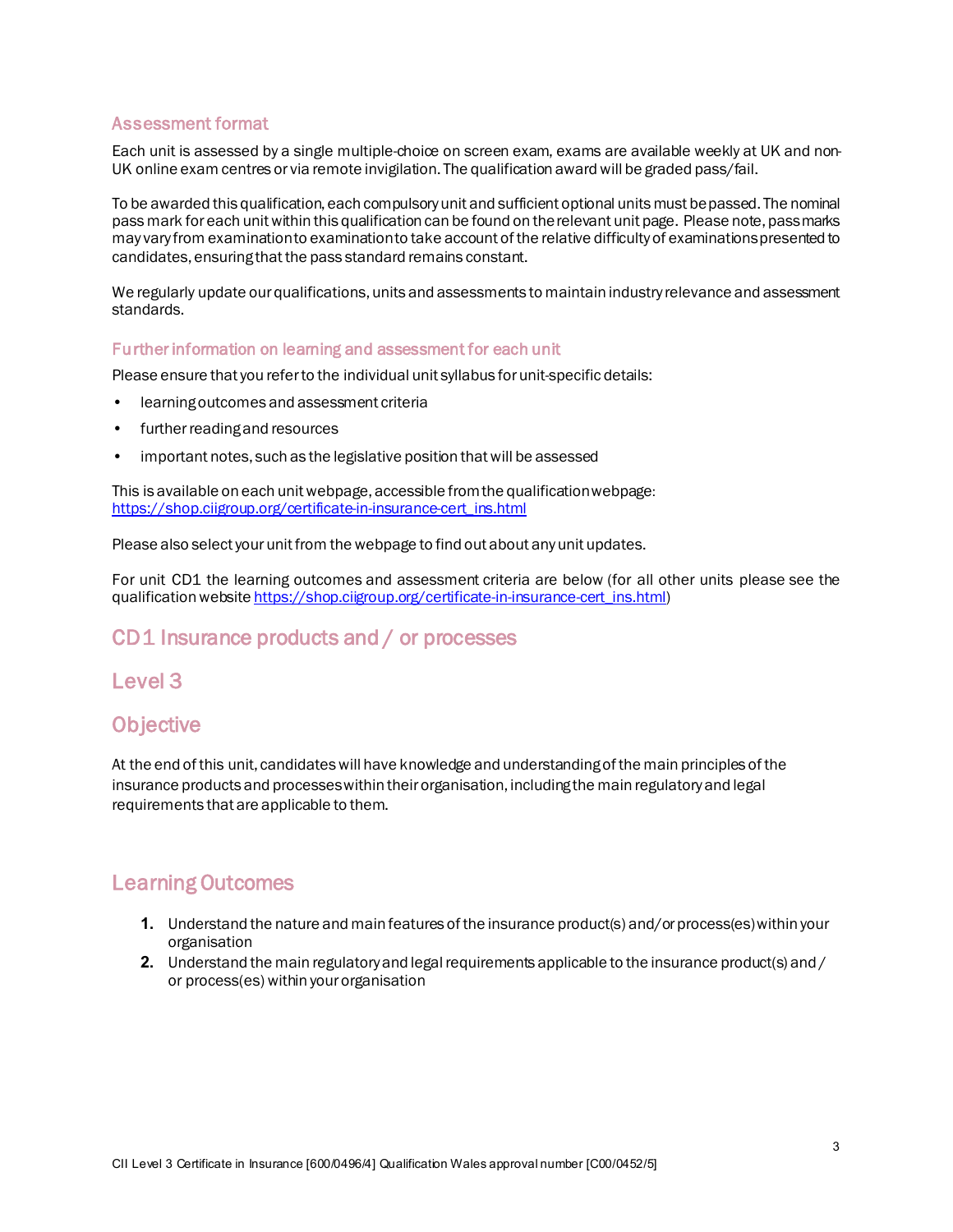## Assessment format

Each unit is assessed by a single multiple-choice on screen exam, exams are available weekly at UK and non-UK online exam centres or via remote invigilation. The qualification award will be graded pass/fail.

To be awarded this qualification, each compulsory unit and sufficient optional units must be passed. The nominal pass mark for each unit within this qualification can be found on the relevant unit page. Please note, pass marks may vary from examination to examination to take account of the relative difficulty of examinations presented to candidates, ensuring that the pass standard remains constant.

We regularly update our qualifications, units and assessments to maintain industry relevance and assessment standards.

### Further information on learning and assessment for each unit

Please ensure that you refer to the individual unit syllabus for unit-specific details:

- learning outcomes and assessment criteria
- further reading and resources
- important notes, such as the legislative position that will be assessed

This is available on each unit webpage, accessible from the qualification webpage: https://shop.ciigroup.org/certificate-in-insurance-cert_ins.html

Please also select your unit from the webpage to find out about any unit updates.

For unit CD1 the learning outcomes and assessment criteria are below (for all other units please see the qualification website https://shop.ciigroup.org/certificate-in-insurance-cert_ins.html)

# CD1 Insurance products and / or processes

# Level 3

# Objective

At the end of this unit, candidates will have knowledge and understanding of the main principles of the insurance products and processes within their organisation, including the main regulatory and legal requirements that are applicable to them.

# Learning Outcomes

1. Understand the nature and main features of the insurance product(s) and/or process(es) within your organisation
2. Understand the main regulatory and legal requirements applicable to the insurance product(s) and / or process(es) within your organisation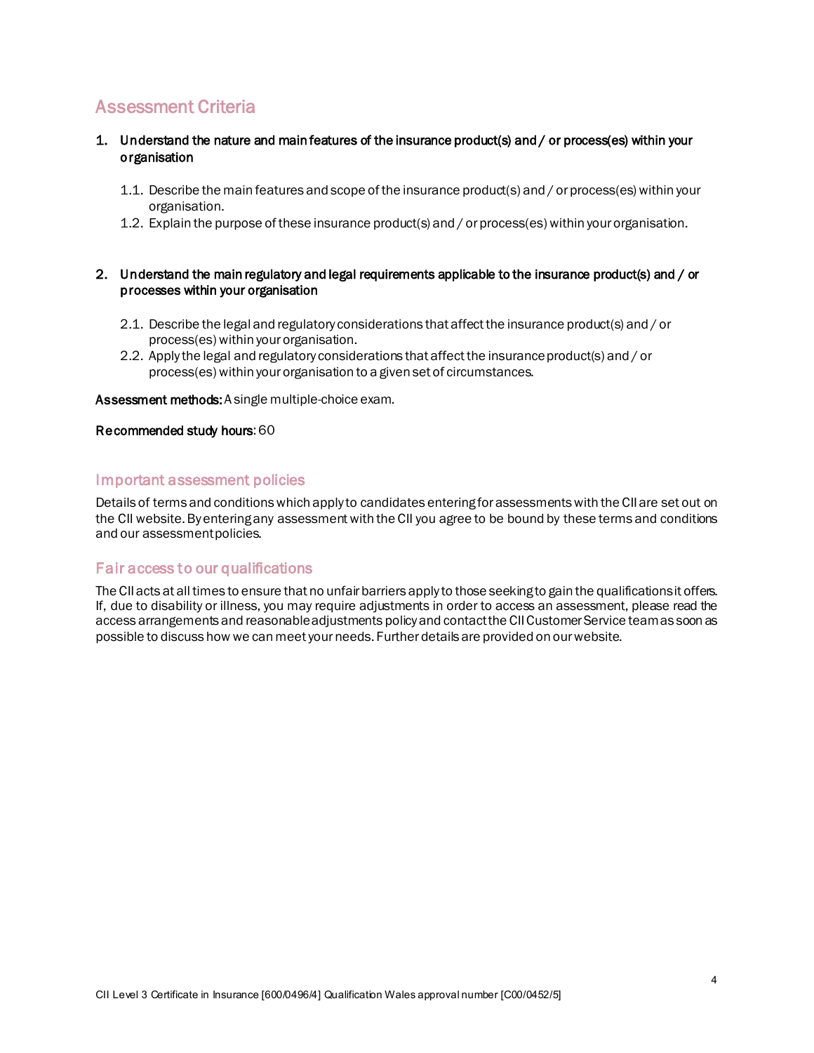## Assessment Criteria

1. **Understand the nature and main features of the insurance product(s) and / or process(es) within your organisation**

    1.1. Describe the main features and scope of the insurance product(s) and / or process(es) within your organisation.

    1.2. Explain the purpose of these insurance product(s) and / or process(es) within your organisation.

2. **Understand the main regulatory and legal requirements applicable to the insurance product(s) and / or processes within your organisation**

    2.1. Describe the legal and regulatory considerations that affect the insurance product(s) and / or process(es) within your organisation.

    2.2. Apply the legal and regulatory considerations that affect the insurance product(s) and / or process(es) within your organisation to a given set of circumstances.

**Assessment methods:** A single multiple-choice exam.

**Recommended study hours**: 60

### Important assessment policies

Details of terms and conditions which apply to candidates entering for assessments with the CII are set out on the CII website. By entering any assessment with the CII you agree to be bound by these terms and conditions and our assessment policies.

### Fair access to our qualifications

The CII acts at all times to ensure that no unfair barriers apply to those seeking to gain the qualifications it offers. If, due to disability or illness, you may require adjustments in order to access an assessment, please read the access arrangements and reasonable adjustments policy and contact the CII Customer Service team as soon as possible to discuss how we can meet your needs. Further details are provided on our website.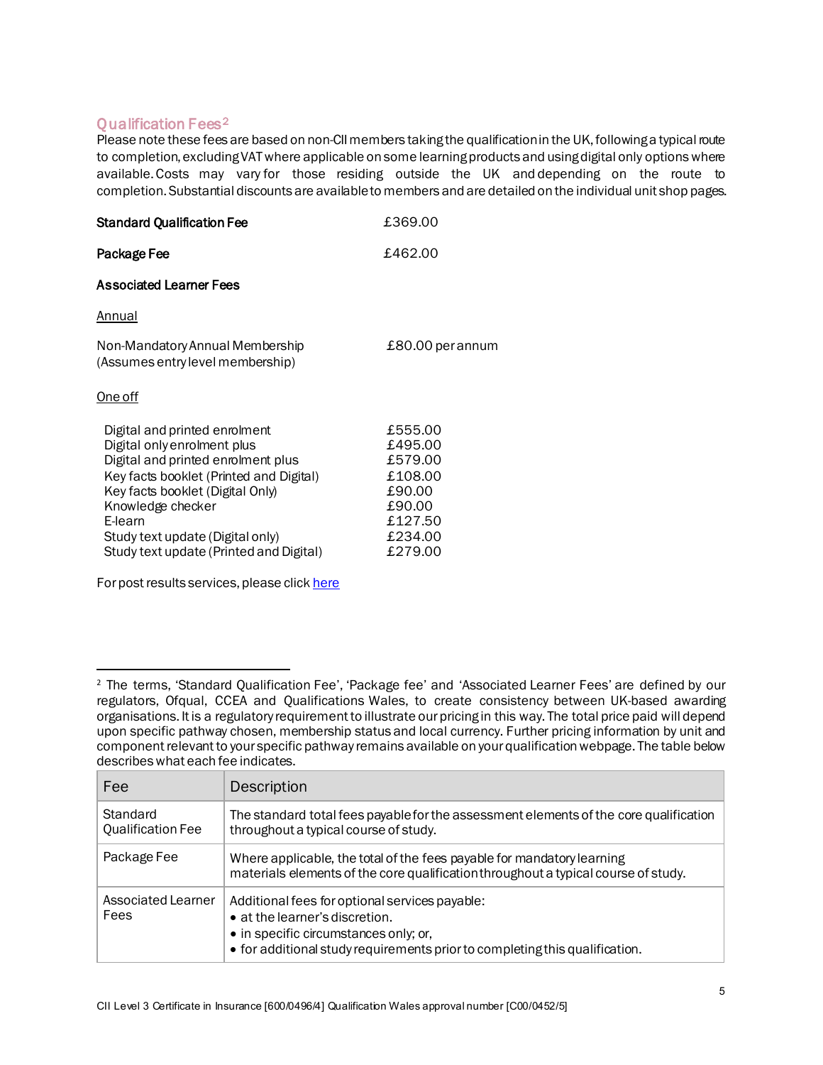## Qualification Fees[2]

Please note these fees are based on non-CII members taking the qualification in the UK, following a typical route to completion, excluding VAT where applicable on some learning products and using digital only options where available. Costs may vary for those residing outside the UK and depending on the route to completion. Substantial discounts are available to members and are detailed on the individual unit shop pages.

**Standard Qualification Fee** £369.00

**Package Fee** £462.00

**Associated Learner Fees**

Annual

Non-Mandatory Annual Membership (Assumes entry level membership) £80.00 per annum

One off

| | |
|---|---|
| Digital and printed enrolment | £555.00 |
| Digital only enrolment plus | £495.00 |
| Digital and printed enrolment plus | £579.00 |
| Key facts booklet (Printed and Digital) | £108.00 |
| Key facts booklet (Digital Only) | £90.00 |
| Knowledge checker | £90.00 |
| E-learn | £127.50 |
| Study text update (Digital only) | £234.00 |
| Study text update (Printed and Digital) | £279.00 |

For post results services, please click here

---

[2] The terms, 'Standard Qualification Fee', 'Package fee' and 'Associated Learner Fees' are defined by our regulators, Ofqual, CCEA and Qualifications Wales, to create consistency between UK-based awarding organisations. It is a regulatory requirement to illustrate our pricing in this way. The total price paid will depend upon specific pathway chosen, membership status and local currency. Further pricing information by unit and component relevant to your specific pathway remains available on your qualification webpage. The table below describes what each fee indicates.

| Fee | Description |
|---|---|
| Standard Qualification Fee | The standard total fees payable for the assessment elements of the core qualification throughout a typical course of study. |
| Package Fee | Where applicable, the total of the fees payable for mandatory learning materials elements of the core qualification throughout a typical course of study. |
| Associated Learner Fees | Additional fees for optional services payable:<br>• at the learner's discretion.<br>• in specific circumstances only; or,<br>• for additional study requirements prior to completing this qualification. |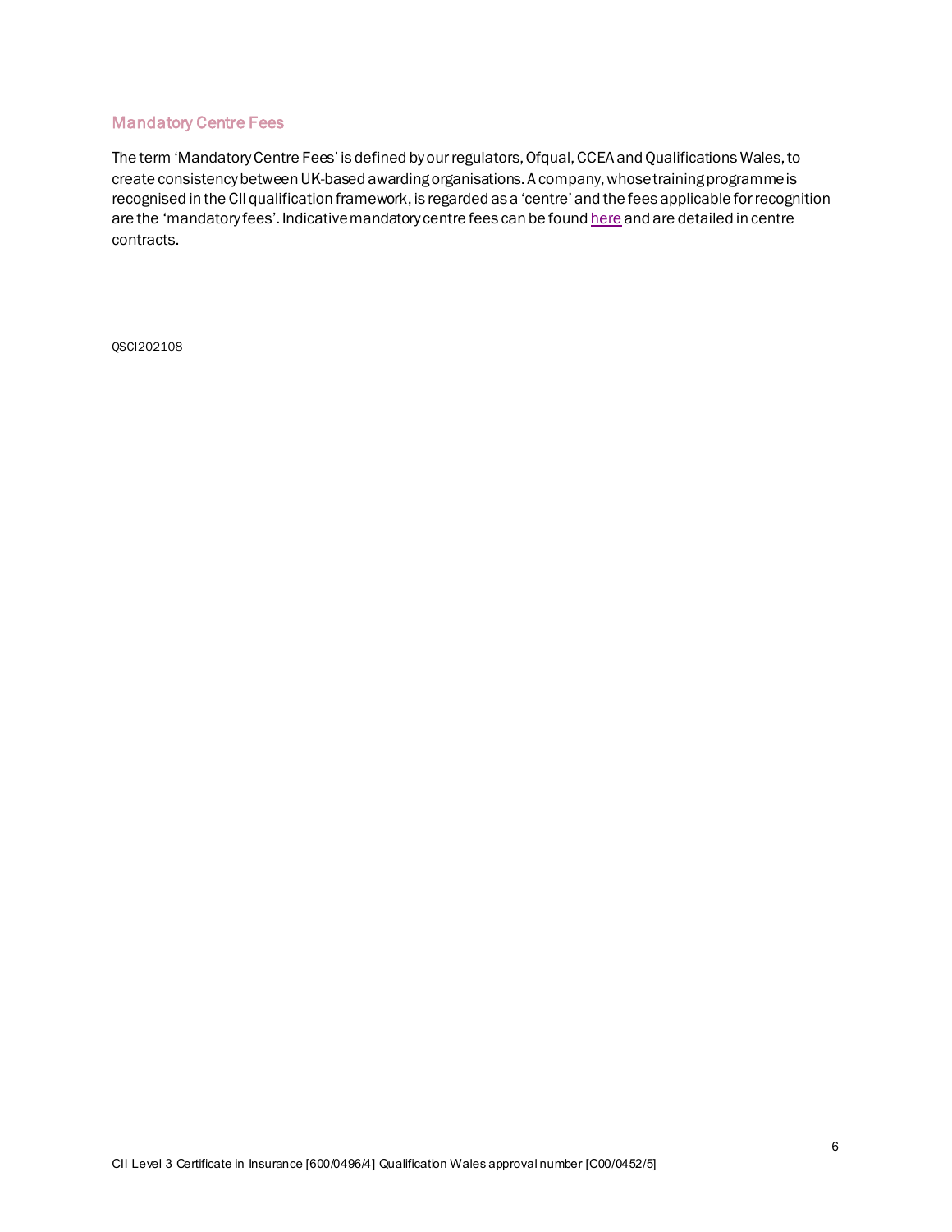## Mandatory Centre Fees

The term 'Mandatory Centre Fees' is defined by our regulators, Ofqual, CCEA and Qualifications Wales, to create consistency between UK-based awarding organisations. A company, whose training programme is recognised in the CII qualification framework, is regarded as a 'centre' and the fees applicable for recognition are the 'mandatory fees'. Indicative mandatory centre fees can be found here and are detailed in centre contracts.

QSCI202108